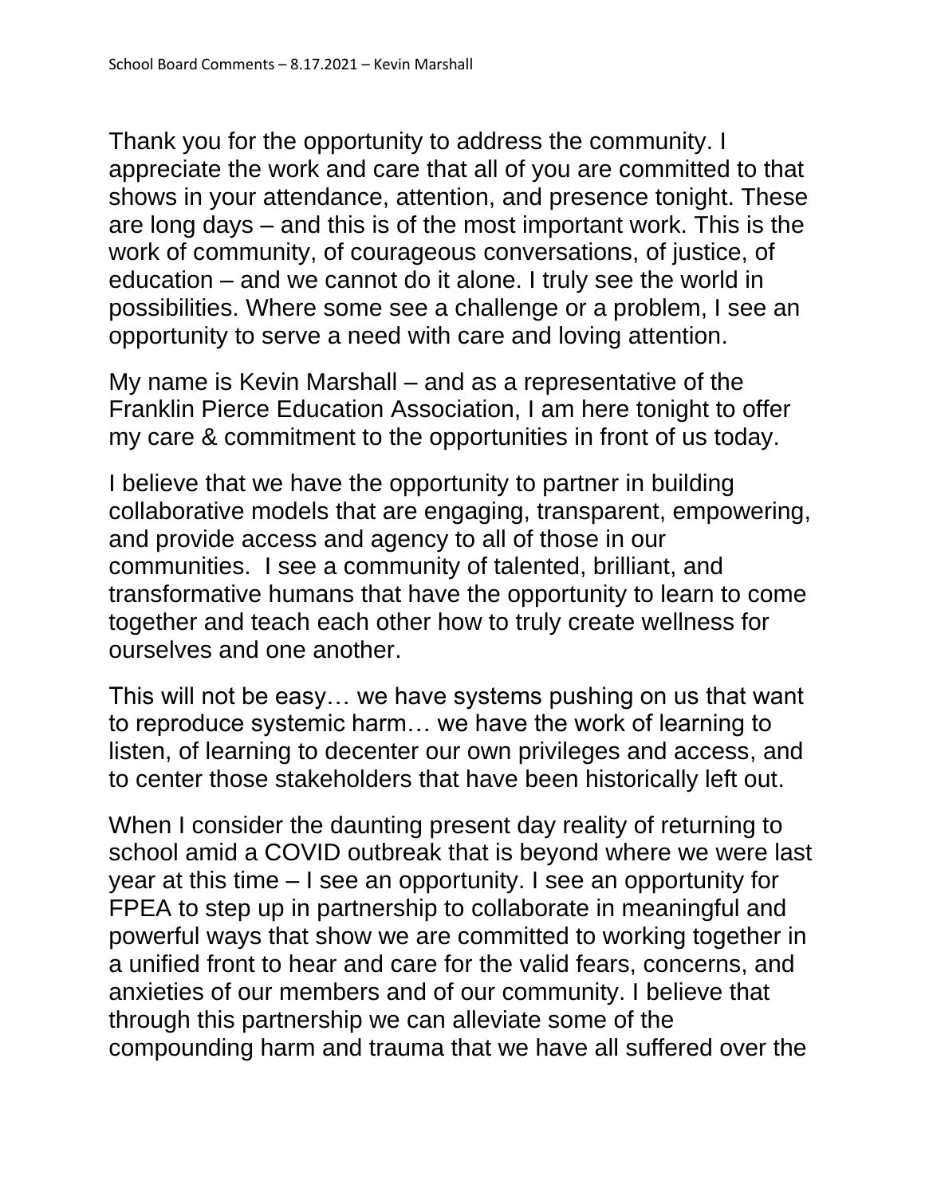Thank you for the opportunity to address the community. I appreciate the work and care that all of you are committed to that shows in your attendance, attention, and presence tonight. These are long days – and this is of the most important work. This is the work of community, of courageous conversations, of justice, of education – and we cannot do it alone. I truly see the world in possibilities. Where some see a challenge or a problem, I see an opportunity to serve a need with care and loving attention.

My name is Kevin Marshall – and as a representative of the Franklin Pierce Education Association, I am here tonight to offer my care & commitment to the opportunities in front of us today.

I believe that we have the opportunity to partner in building collaborative models that are engaging, transparent, empowering, and provide access and agency to all of those in our communities. I see a community of talented, brilliant, and transformative humans that have the opportunity to learn to come together and teach each other how to truly create wellness for ourselves and one another.

This will not be easy… we have systems pushing on us that want to reproduce systemic harm… we have the work of learning to listen, of learning to decenter our own privileges and access, and to center those stakeholders that have been historically left out.

When I consider the daunting present day reality of returning to school amid a COVID outbreak that is beyond where we were last year at this time – I see an opportunity. I see an opportunity for FPEA to step up in partnership to collaborate in meaningful and powerful ways that show we are committed to working together in a unified front to hear and care for the valid fears, concerns, and anxieties of our members and of our community. I believe that through this partnership we can alleviate some of the compounding harm and trauma that we have all suffered over the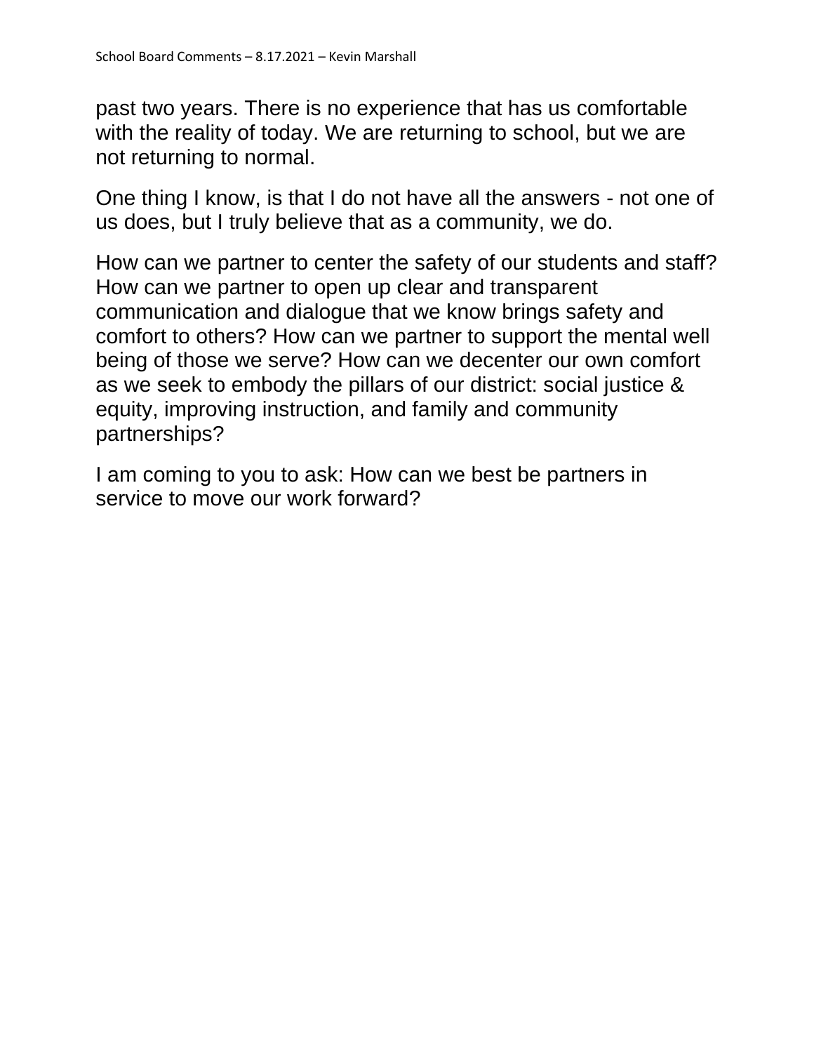past two years. There is no experience that has us comfortable with the reality of today. We are returning to school, but we are not returning to normal.

One thing I know, is that I do not have all the answers - not one of us does, but I truly believe that as a community, we do.

How can we partner to center the safety of our students and staff? How can we partner to open up clear and transparent communication and dialogue that we know brings safety and comfort to others? How can we partner to support the mental well being of those we serve? How can we decenter our own comfort as we seek to embody the pillars of our district: social justice & equity, improving instruction, and family and community partnerships?

I am coming to you to ask: How can we best be partners in service to move our work forward?